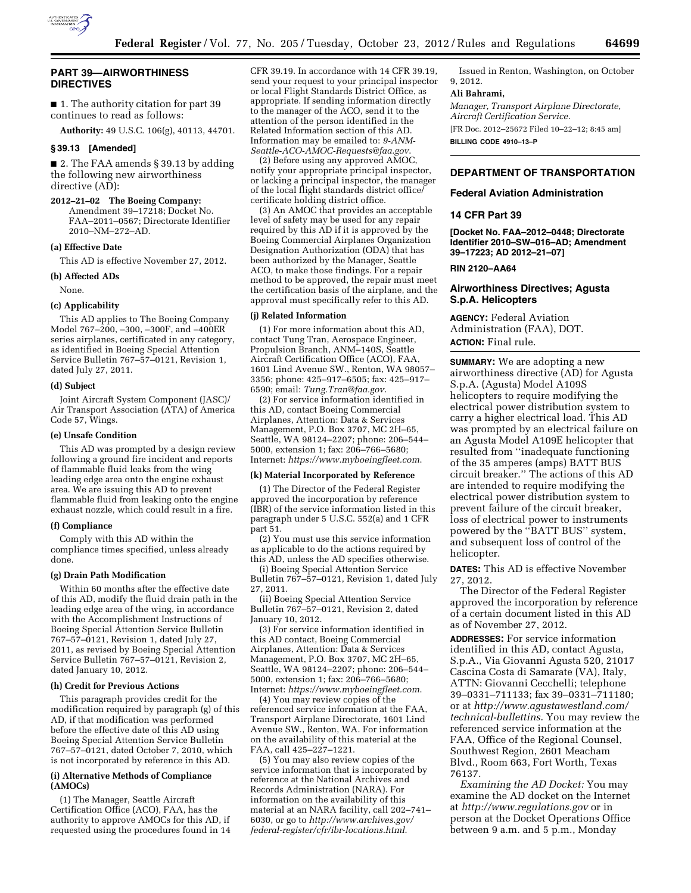## PART 39—AIRWORTHINESS DIRECTIVES

■ 1. The authority citation for part 39 continues to read as follows:

**Authority:** 49 U.S.C. 106(g), 40113, 44701.

### § 39.13 [Amended]

■ 2. The FAA amends § 39.13 by adding the following new airworthiness directive (AD):

**2012–21–02 The Boeing Company:** Amendment 39–17218; Docket No. FAA–2011–0567; Directorate Identifier 2010–NM–272–AD.

#### (a) Effective Date

This AD is effective November 27, 2012.

#### (b) Affected ADs

None.

#### (c) Applicability

This AD applies to The Boeing Company Model 767–200, –300, –300F, and –400ER series airplanes, certificated in any category, as identified in Boeing Special Attention Service Bulletin 767–57–0121, Revision 1, dated July 27, 2011.

#### (d) Subject

Joint Aircraft System Component (JASC)/Air Transport Association (ATA) of America Code 57, Wings.

#### (e) Unsafe Condition

This AD was prompted by a design review following a ground fire incident and reports of flammable fluid leaks from the wing leading edge area onto the engine exhaust area. We are issuing this AD to prevent flammable fluid from leaking onto the engine exhaust nozzle, which could result in a fire.

#### (f) Compliance

Comply with this AD within the compliance times specified, unless already done.

#### (g) Drain Path Modification

Within 60 months after the effective date of this AD, modify the fluid drain path in the leading edge area of the wing, in accordance with the Accomplishment Instructions of Boeing Special Attention Service Bulletin 767–57–0121, Revision 1, dated July 27, 2011, as revised by Boeing Special Attention Service Bulletin 767–57–0121, Revision 2, dated January 10, 2012.

#### (h) Credit for Previous Actions

This paragraph provides credit for the modification required by paragraph (g) of this AD, if that modification was performed before the effective date of this AD using Boeing Special Attention Service Bulletin 767–57–0121, dated October 7, 2010, which is not incorporated by reference in this AD.

#### (i) Alternative Methods of Compliance (AMOCs)

(1) The Manager, Seattle Aircraft Certification Office (ACO), FAA, has the authority to approve AMOCs for this AD, if requested using the procedures found in 14 CFR 39.19. In accordance with 14 CFR 39.19, send your request to your principal inspector or local Flight Standards District Office, as appropriate. If sending information directly to the manager of the ACO, send it to the attention of the person identified in the Related Information section of this AD. Information may be emailed to: *9-ANM-Seattle-ACO-AMOC-Requests@faa.gov*.

(2) Before using any approved AMOC, notify your appropriate principal inspector, or lacking a principal inspector, the manager of the local flight standards district office/certificate holding district office.

(3) An AMOC that provides an acceptable level of safety may be used for any repair required by this AD if it is approved by the Boeing Commercial Airplanes Organization Designation Authorization (ODA) that has been authorized by the Manager, Seattle ACO, to make those findings. For a repair method to be approved, the repair must meet the certification basis of the airplane, and the approval must specifically refer to this AD.

#### (j) Related Information

(1) For more information about this AD, contact Tung Tran, Aerospace Engineer, Propulsion Branch, ANM–140S, Seattle Aircraft Certification Office (ACO), FAA, 1601 Lind Avenue SW., Renton, WA 98057–3356; phone: 425–917–6505; fax: 425–917–6590; email: *Tung.Tran@faa.gov*.

(2) For service information identified in this AD, contact Boeing Commercial Airplanes, Attention: Data & Services Management, P.O. Box 3707, MC 2H–65, Seattle, WA 98124–2207; phone: 206–544–5000, extension 1; fax: 206–766–5680; Internet: *https://www.myboeingfleet.com*.

#### (k) Material Incorporated by Reference

(1) The Director of the Federal Register approved the incorporation by reference (IBR) of the service information listed in this paragraph under 5 U.S.C. 552(a) and 1 CFR part 51.

(2) You must use this service information as applicable to do the actions required by this AD, unless the AD specifies otherwise.

(i) Boeing Special Attention Service Bulletin 767–57–0121, Revision 1, dated July 27, 2011.

(ii) Boeing Special Attention Service Bulletin 767–57–0121, Revision 2, dated January 10, 2012.

(3) For service information identified in this AD contact, Boeing Commercial Airplanes, Attention: Data & Services Management, P.O. Box 3707, MC 2H–65, Seattle, WA 98124–2207; phone: 206–544–5000, extension 1; fax: 206–766–5680; Internet: *https://www.myboeingfleet.com*.

(4) You may review copies of the referenced service information at the FAA, Transport Airplane Directorate, 1601 Lind Avenue SW., Renton, WA. For information on the availability of this material at the FAA, call 425–227–1221.

(5) You may also review copies of the service information that is incorporated by reference at the National Archives and Records Administration (NARA). For information on the availability of this material at an NARA facility, call 202–741–6030, or go to *http://www.archives.gov/federal-register/cfr/ibr-locations.html*.

Issued in Renton, Washington, on October 9, 2012.

**Ali Bahrami,**

*Manager, Transport Airplane Directorate, Aircraft Certification Service.*

[FR Doc. 2012–25672 Filed 10–22–12; 8:45 am]

**BILLING CODE 4910–13–P**

---

## DEPARTMENT OF TRANSPORTATION

### Federal Aviation Administration

### 14 CFR Part 39

**[Docket No. FAA–2012–0448; Directorate Identifier 2010–SW–016–AD; Amendment 39–17223; AD 2012–21–07]**

**RIN 2120–AA64**

## Airworthiness Directives; Agusta S.p.A. Helicopters

**AGENCY:** Federal Aviation Administration (FAA), DOT.

**ACTION:** Final rule.

**SUMMARY:** We are adopting a new airworthiness directive (AD) for Agusta S.p.A. (Agusta) Model A109S helicopters to require modifying the electrical power distribution system to carry a higher electrical load. This AD was prompted by an electrical failure on an Agusta Model A109E helicopter that resulted from ''inadequate functioning of the 35 amperes (amps) BATT BUS circuit breaker.'' The actions of this AD are intended to require modifying the electrical power distribution system to prevent failure of the circuit breaker, loss of electrical power to instruments powered by the ''BATT BUS'' system, and subsequent loss of control of the helicopter.

**DATES:** This AD is effective November 27, 2012.

The Director of the Federal Register approved the incorporation by reference of a certain document listed in this AD as of November 27, 2012.

**ADDRESSES:** For service information identified in this AD, contact Agusta, S.p.A., Via Giovanni Agusta 520, 21017 Cascina Costa di Samarate (VA), Italy, ATTN: Giovanni Cecchelli; telephone 39–0331–711133; fax 39–0331–711180; or at *http://www.agustawestland.com/technical-bullettins*. You may review the referenced service information at the FAA, Office of the Regional Counsel, Southwest Region, 2601 Meacham Blvd., Room 663, Fort Worth, Texas 76137.

*Examining the AD Docket:* You may examine the AD docket on the Internet at *http://www.regulations.gov* or in person at the Docket Operations Office between 9 a.m. and 5 p.m., Monday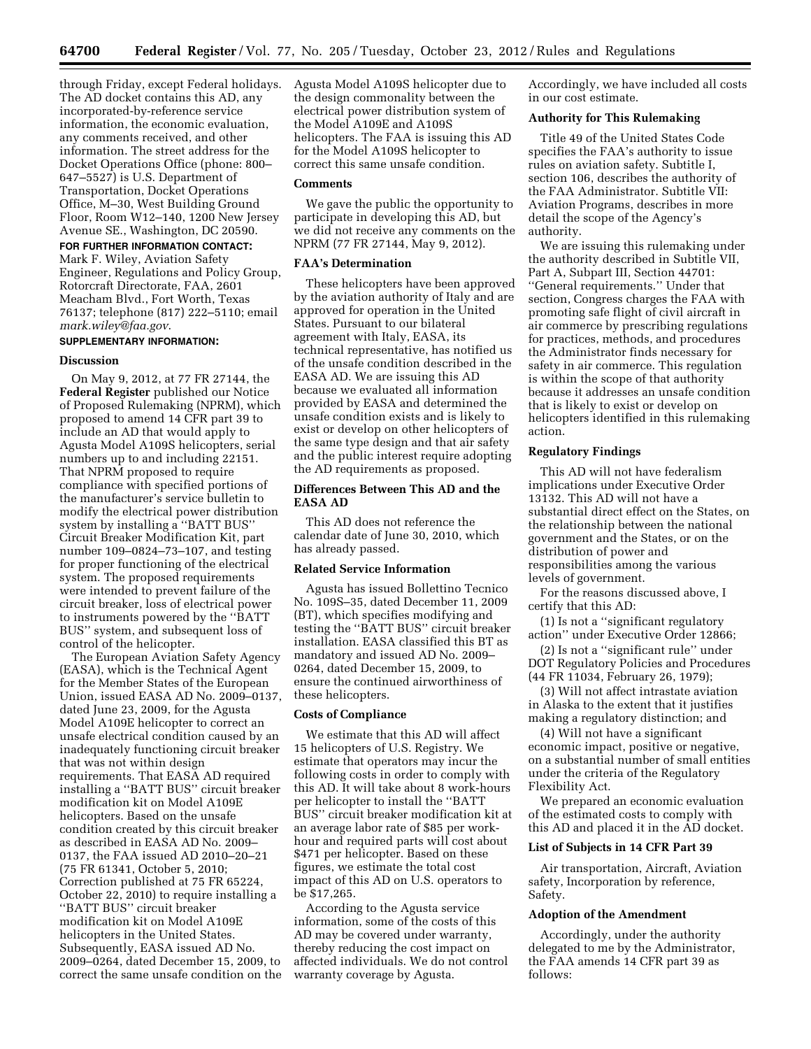through Friday, except Federal holidays. The AD docket contains this AD, any incorporated-by-reference service information, the economic evaluation, any comments received, and other information. The street address for the Docket Operations Office (phone: 800–647–5527) is U.S. Department of Transportation, Docket Operations Office, M–30, West Building Ground Floor, Room W12–140, 1200 New Jersey Avenue SE., Washington, DC 20590.

**FOR FURTHER INFORMATION CONTACT:** Mark F. Wiley, Aviation Safety Engineer, Regulations and Policy Group, Rotorcraft Directorate, FAA, 2601 Meacham Blvd., Fort Worth, Texas 76137; telephone (817) 222–5110; email *mark.wiley@faa.gov*.

**SUPPLEMENTARY INFORMATION:**

## Discussion

On May 9, 2012, at 77 FR 27144, the **Federal Register** published our Notice of Proposed Rulemaking (NPRM), which proposed to amend 14 CFR part 39 to include an AD that would apply to Agusta Model A109S helicopters, serial numbers up to and including 22151. That NPRM proposed to require compliance with specified portions of the manufacturer's service bulletin to modify the electrical power distribution system by installing a ''BATT BUS'' Circuit Breaker Modification Kit, part number 109–0824–73–107, and testing for proper functioning of the electrical system. The proposed requirements were intended to prevent failure of the circuit breaker, loss of electrical power to instruments powered by the ''BATT BUS'' system, and subsequent loss of control of the helicopter.

The European Aviation Safety Agency (EASA), which is the Technical Agent for the Member States of the European Union, issued EASA AD No. 2009–0137, dated June 23, 2009, for the Agusta Model A109E helicopter to correct an unsafe electrical condition caused by an inadequately functioning circuit breaker that was not within design requirements. That EASA AD required installing a ''BATT BUS'' circuit breaker modification kit on Model A109E helicopters. Based on the unsafe condition created by this circuit breaker as described in EASA AD No. 2009–0137, the FAA issued AD 2010–20–21 (75 FR 61341, October 5, 2010; Correction published at 75 FR 65224, October 22, 2010) to require installing a ''BATT BUS'' circuit breaker modification kit on Model A109E helicopters in the United States. Subsequently, EASA issued AD No. 2009–0264, dated December 15, 2009, to correct the same unsafe condition on the Agusta Model A109S helicopter due to the design commonality between the electrical power distribution system of the Model A109E and A109S helicopters. The FAA is issuing this AD for the Model A109S helicopter to correct this same unsafe condition.

## Comments

We gave the public the opportunity to participate in developing this AD, but we did not receive any comments on the NPRM (77 FR 27144, May 9, 2012).

## FAA's Determination

These helicopters have been approved by the aviation authority of Italy and are approved for operation in the United States. Pursuant to our bilateral agreement with Italy, EASA, its technical representative, has notified us of the unsafe condition described in the EASA AD. We are issuing this AD because we evaluated all information provided by EASA and determined the unsafe condition exists and is likely to exist or develop on other helicopters of the same type design and that air safety and the public interest require adopting the AD requirements as proposed.

## Differences Between This AD and the EASA AD

This AD does not reference the calendar date of June 30, 2010, which has already passed.

## Related Service Information

Agusta has issued Bollettino Tecnico No. 109S–35, dated December 11, 2009 (BT), which specifies modifying and testing the ''BATT BUS'' circuit breaker installation. EASA classified this BT as mandatory and issued AD No. 2009–0264, dated December 15, 2009, to ensure the continued airworthiness of these helicopters.

## Costs of Compliance

We estimate that this AD will affect 15 helicopters of U.S. Registry. We estimate that operators may incur the following costs in order to comply with this AD. It will take about 8 work-hours per helicopter to install the ''BATT BUS'' circuit breaker modification kit at an average labor rate of $85 per work-hour and required parts will cost about $471 per helicopter. Based on these figures, we estimate the total cost impact of this AD on U.S. operators to be $17,265.

According to the Agusta service information, some of the costs of this AD may be covered under warranty, thereby reducing the cost impact on affected individuals. We do not control warranty coverage by Agusta. Accordingly, we have included all costs in our cost estimate.

## Authority for This Rulemaking

Title 49 of the United States Code specifies the FAA's authority to issue rules on aviation safety. Subtitle I, section 106, describes the authority of the FAA Administrator. Subtitle VII: Aviation Programs, describes in more detail the scope of the Agency's authority.

We are issuing this rulemaking under the authority described in Subtitle VII, Part A, Subpart III, Section 44701: ''General requirements.'' Under that section, Congress charges the FAA with promoting safe flight of civil aircraft in air commerce by prescribing regulations for practices, methods, and procedures the Administrator finds necessary for safety in air commerce. This regulation is within the scope of that authority because it addresses an unsafe condition that is likely to exist or develop on helicopters identified in this rulemaking action.

## Regulatory Findings

This AD will not have federalism implications under Executive Order 13132. This AD will not have a substantial direct effect on the States, on the relationship between the national government and the States, or on the distribution of power and responsibilities among the various levels of government.

For the reasons discussed above, I certify that this AD:

(1) Is not a ''significant regulatory action'' under Executive Order 12866;

(2) Is not a ''significant rule'' under DOT Regulatory Policies and Procedures (44 FR 11034, February 26, 1979);

(3) Will not affect intrastate aviation in Alaska to the extent that it justifies making a regulatory distinction; and

(4) Will not have a significant economic impact, positive or negative, on a substantial number of small entities under the criteria of the Regulatory Flexibility Act.

We prepared an economic evaluation of the estimated costs to comply with this AD and placed it in the AD docket.

## List of Subjects in 14 CFR Part 39

Air transportation, Aircraft, Aviation safety, Incorporation by reference, Safety.

## Adoption of the Amendment

Accordingly, under the authority delegated to me by the Administrator, the FAA amends 14 CFR part 39 as follows: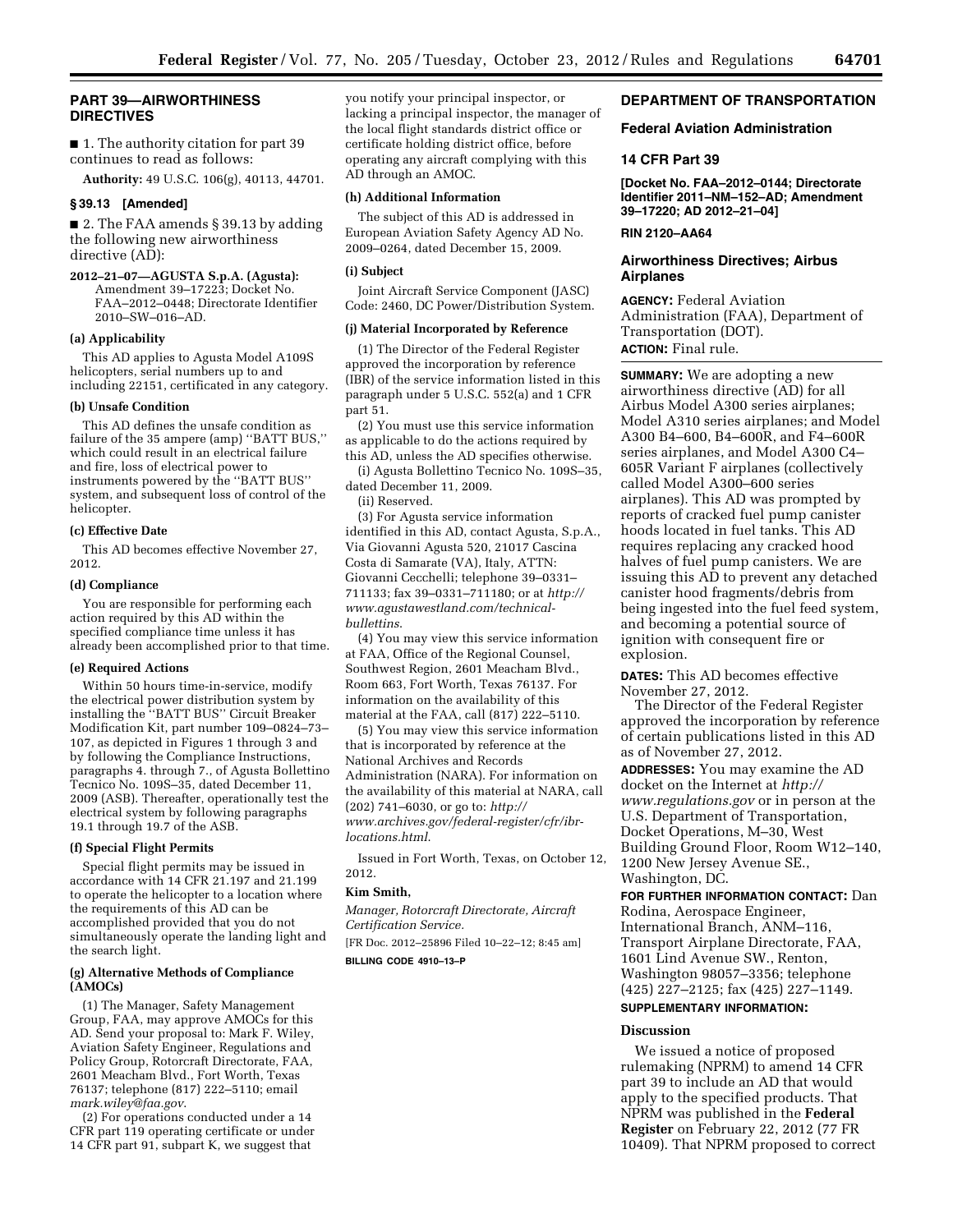## PART 39—AIRWORTHINESS DIRECTIVES

■ 1. The authority citation for part 39 continues to read as follows:

**Authority:** 49 U.S.C. 106(g), 40113, 44701.

### § 39.13 [Amended]

■ 2. The FAA amends § 39.13 by adding the following new airworthiness directive (AD):

**2012–21–07—AGUSTA S.p.A. (Agusta):** Amendment 39–17223; Docket No. FAA–2012–0448; Directorate Identifier 2010–SW–016–AD.

**(a) Applicability**

This AD applies to Agusta Model A109S helicopters, serial numbers up to and including 22151, certificated in any category.

**(b) Unsafe Condition**

This AD defines the unsafe condition as failure of the 35 ampere (amp) ''BATT BUS,'' which could result in an electrical failure and fire, loss of electrical power to instruments powered by the ''BATT BUS'' system, and subsequent loss of control of the helicopter.

**(c) Effective Date**

This AD becomes effective November 27, 2012.

**(d) Compliance**

You are responsible for performing each action required by this AD within the specified compliance time unless it has already been accomplished prior to that time.

**(e) Required Actions**

Within 50 hours time-in-service, modify the electrical power distribution system by installing the ''BATT BUS'' Circuit Breaker Modification Kit, part number 109–0824–73–107, as depicted in Figures 1 through 3 and by following the Compliance Instructions, paragraphs 4. through 7., of Agusta Bollettino Tecnico No. 109S–35, dated December 11, 2009 (ASB). Thereafter, operationally test the electrical system by following paragraphs 19.1 through 19.7 of the ASB.

**(f) Special Flight Permits**

Special flight permits may be issued in accordance with 14 CFR 21.197 and 21.199 to operate the helicopter to a location where the requirements of this AD can be accomplished provided that you do not simultaneously operate the landing light and the search light.

**(g) Alternative Methods of Compliance (AMOCs)**

(1) The Manager, Safety Management Group, FAA, may approve AMOCs for this AD. Send your proposal to: Mark F. Wiley, Aviation Safety Engineer, Regulations and Policy Group, Rotorcraft Directorate, FAA, 2601 Meacham Blvd., Fort Worth, Texas 76137; telephone (817) 222–5110; email *mark.wiley@faa.gov*.

(2) For operations conducted under a 14 CFR part 119 operating certificate or under 14 CFR part 91, subpart K, we suggest that you notify your principal inspector, or lacking a principal inspector, the manager of the local flight standards district office or certificate holding district office, before operating any aircraft complying with this AD through an AMOC.

**(h) Additional Information**

The subject of this AD is addressed in European Aviation Safety Agency AD No. 2009–0264, dated December 15, 2009.

**(i) Subject**

Joint Aircraft Service Component (JASC) Code: 2460, DC Power/Distribution System.

**(j) Material Incorporated by Reference**

(1) The Director of the Federal Register approved the incorporation by reference (IBR) of the service information listed in this paragraph under 5 U.S.C. 552(a) and 1 CFR part 51.

(2) You must use this service information as applicable to do the actions required by this AD, unless the AD specifies otherwise.

(i) Agusta Bollettino Tecnico No. 109S–35, dated December 11, 2009.

(ii) Reserved.

(3) For Agusta service information identified in this AD, contact Agusta, S.p.A., Via Giovanni Agusta 520, 21017 Cascina Costa di Samarate (VA), Italy, ATTN: Giovanni Cecchelli; telephone 39–0331–711133; fax 39–0331–711180; or at *http://www.agustawestland.com/technical-bullettins*.

(4) You may view this service information at FAA, Office of the Regional Counsel, Southwest Region, 2601 Meacham Blvd., Room 663, Fort Worth, Texas 76137. For information on the availability of this material at the FAA, call (817) 222–5110.

(5) You may view this service information that is incorporated by reference at the National Archives and Records Administration (NARA). For information on the availability of this material at NARA, call (202) 741–6030, or go to: *http://www.archives.gov/federal-register/cfr/ibr-locations.html*.

Issued in Fort Worth, Texas, on October 12, 2012.

**Kim Smith,**

*Manager, Rotorcraft Directorate, Aircraft Certification Service.*

[FR Doc. 2012–25896 Filed 10–22–12; 8:45 am]

**BILLING CODE 4910–13–P**

## DEPARTMENT OF TRANSPORTATION

### Federal Aviation Administration

### 14 CFR Part 39

**[Docket No. FAA–2012–0144; Directorate Identifier 2011–NM–152–AD; Amendment 39–17220; AD 2012–21–04]**

**RIN 2120–AA64**

### Airworthiness Directives; Airbus Airplanes

**AGENCY:** Federal Aviation Administration (FAA), Department of Transportation (DOT).

**ACTION:** Final rule.

**SUMMARY:** We are adopting a new airworthiness directive (AD) for all Airbus Model A300 series airplanes; Model A310 series airplanes; and Model A300 B4–600, B4–600R, and F4–600R series airplanes, and Model A300 C4–605R Variant F airplanes (collectively called Model A300–600 series airplanes). This AD was prompted by reports of cracked fuel pump canister hoods located in fuel tanks. This AD requires replacing any cracked hood halves of fuel pump canisters. We are issuing this AD to prevent any detached canister hood fragments/debris from being ingested into the fuel feed system, and becoming a potential source of ignition with consequent fire or explosion.

**DATES:** This AD becomes effective November 27, 2012.

The Director of the Federal Register approved the incorporation by reference of certain publications listed in this AD as of November 27, 2012.

**ADDRESSES:** You may examine the AD docket on the Internet at *http://www.regulations.gov* or in person at the U.S. Department of Transportation, Docket Operations, M–30, West Building Ground Floor, Room W12–140, 1200 New Jersey Avenue SE., Washington, DC.

**FOR FURTHER INFORMATION CONTACT:** Dan Rodina, Aerospace Engineer, International Branch, ANM–116, Transport Airplane Directorate, FAA, 1601 Lind Avenue SW., Renton, Washington 98057–3356; telephone (425) 227–2125; fax (425) 227–1149.

**SUPPLEMENTARY INFORMATION:**

### Discussion

We issued a notice of proposed rulemaking (NPRM) to amend 14 CFR part 39 to include an AD that would apply to the specified products. That NPRM was published in the **Federal Register** on February 22, 2012 (77 FR 10409). That NPRM proposed to correct